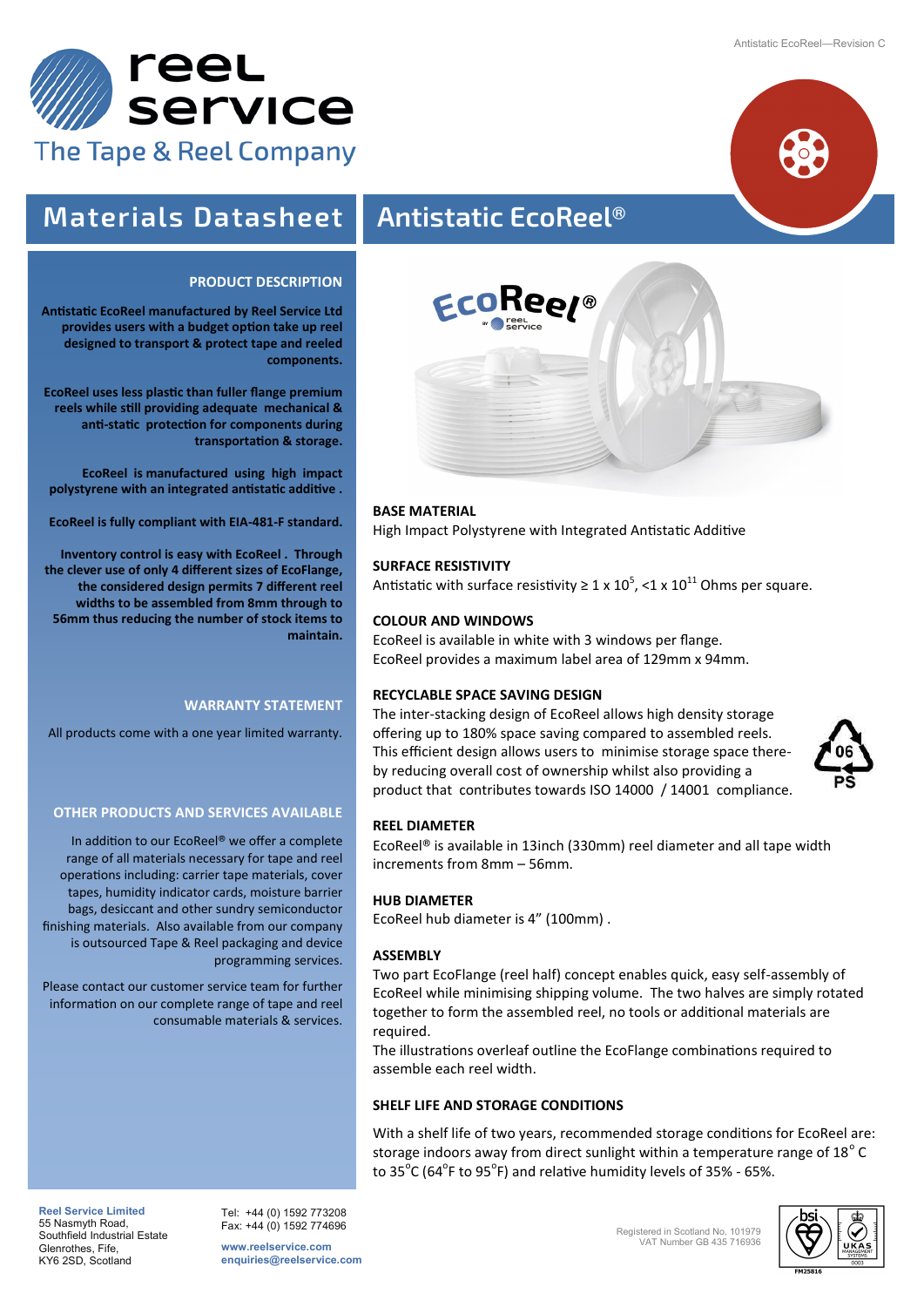# reel service

The Tape & Reel Company

# Materials Datasheet

# Antistatic EcoReel®

## PRODUCT DESCRIPTION

**Antistatic EcoReel manufactured by Reel Service Ltd provides users with a budget option take up reel designed to transport & protect tape and reeled components.**

**EcoReel uses less plastic than fuller flange premium reels while still providing adequate mechanical & anti-static protection for components during transportation & storage.**

**EcoReel is manufactured using high impact polystyrene with an integrated antistatic additive .**

**EcoReel is fully compliant with EIA-481-F standard.**

**Inventory control is easy with EcoReel . Through the clever use of only 4 different sizes of EcoFlange, the considered design permits 7 different reel widths to be assembled from 8mm through to 56mm thus reducing the number of stock items to maintain.**

## WARRANTY STATEMENT

All products come with a one year limited warranty.

## OTHER PRODUCTS AND SERVICES AVAILABLE

In addition to our EcoReel® we offer a complete range of all materials necessary for tape and reel operations including: carrier tape materials, cover tapes, humidity indicator cards, moisture barrier bags, desiccant and other sundry semiconductor finishing materials. Also available from our company is outsourced Tape & Reel packaging and device programming services.

Please contact our customer service team for further information on our complete range of tape and reel consumable materials & services.

## BASE MATERIAL

High Impact Polystyrene with Integrated Antistatic Additive

## SURFACE RESISTIVITY

Antistatic with surface resistivity ≥ $1 \times 10^{5}$, $<1 \times 10^{11}$ Ohms per square.

## COLOUR AND WINDOWS

EcoReel is available in white with 3 windows per flange.
EcoReel provides a maximum label area of 129mm x 94mm.

## RECYCLABLE SPACE SAVING DESIGN

The inter-stacking design of EcoReel allows high density storage offering up to 180% space saving compared to assembled reels. This efficient design allows users to minimise storage space thereby reducing overall cost of ownership whilst also providing a product that contributes towards ISO 14000 / 14001 compliance.

06 PS

## REEL DIAMETER

EcoReel® is available in 13inch (330mm) reel diameter and all tape width increments from 8mm – 56mm.

## HUB DIAMETER

EcoReel hub diameter is 4" (100mm) .

## ASSEMBLY

Two part EcoFlange (reel half) concept enables quick, easy self-assembly of EcoReel while minimising shipping volume. The two halves are simply rotated together to form the assembled reel, no tools or additional materials are required.

The illustrations overleaf outline the EcoFlange combinations required to assemble each reel width.

## SHELF LIFE AND STORAGE CONDITIONS

With a shelf life of two years, recommended storage conditions for EcoReel are: storage indoors away from direct sunlight within a temperature range of 18°C to 35°C (64°F to 95°F) and relative humidity levels of 35% - 65%.

**Reel Service Limited**
55 Nasmyth Road,
Southfield Industrial Estate
Glenrothes, Fife,
KY6 2SD, Scotland

Tel: +44 (0) 1592 773208
Fax: +44 (0) 1592 774696

www.reelservice.com
enquiries@reelservice.com

Registered in Scotland No. 101979
VAT Number GB 435 716936

FM25816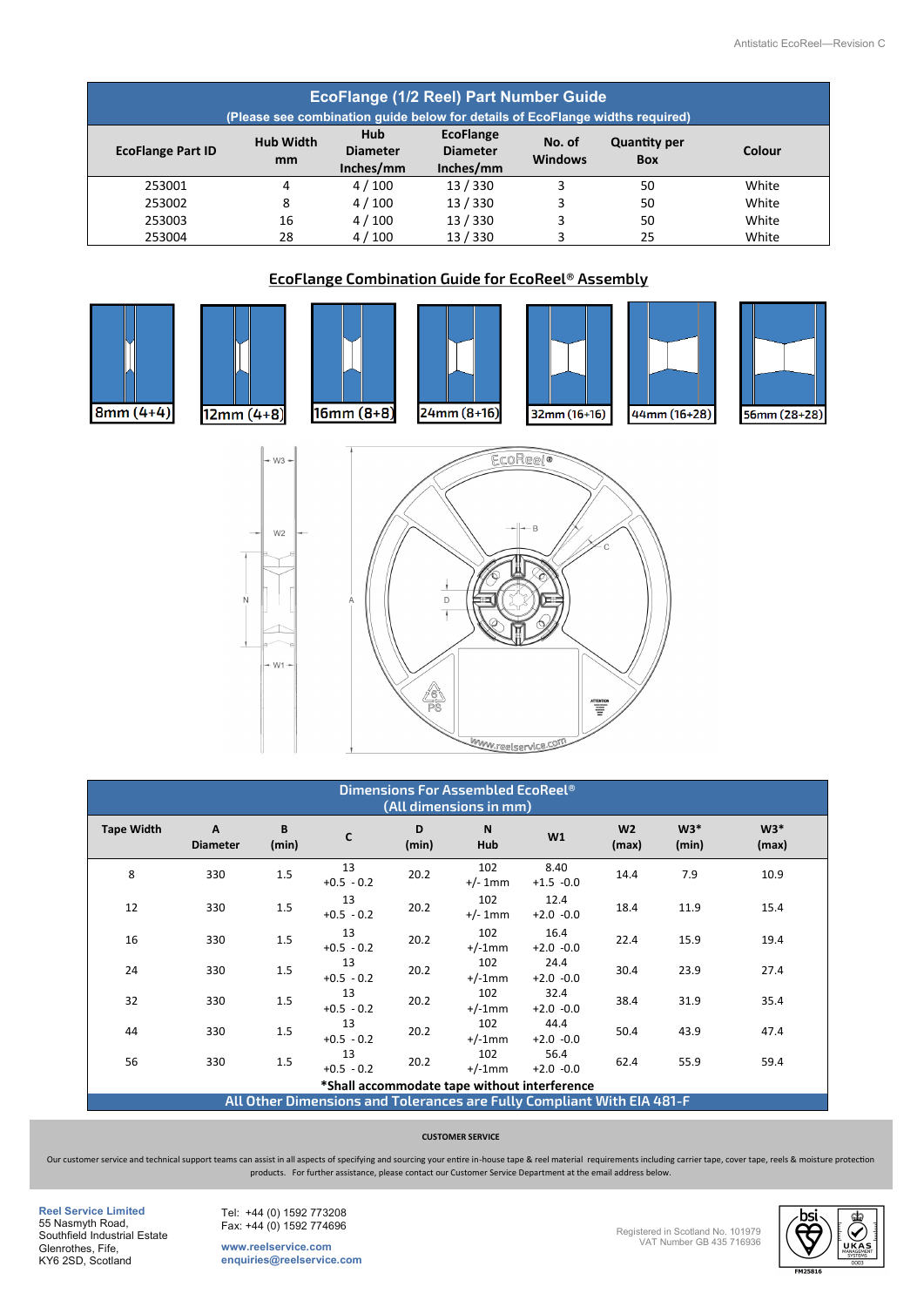# EcoFlange (1/2 Reel) Part Number Guide

(Please see combination guide below for details of EcoFlange widths required)

| EcoFlange Part ID | Hub Width mm | Hub Diameter Inches/mm | EcoFlange Diameter Inches/mm | No. of Windows | Quantity per Box | Colour |
|---|---|---|---|---|---|---|
| 253001 | 4 | 4 / 100 | 13 / 330 | 3 | 50 | White |
| 253002 | 8 | 4 / 100 | 13 / 330 | 3 | 50 | White |
| 253003 | 16 | 4 / 100 | 13 / 330 | 3 | 50 | White |
| 253004 | 28 | 4 / 100 | 13 / 330 | 3 | 25 | White |

## EcoFlange Combination Guide for EcoReel® Assembly

8mm (4+4)

12mm (4+8)

16mm (8+8)

24mm (8+16)

32mm (16+16)

44mm (16+28)

56mm (28+28)

W3
W2
N
W1
A
B
C
D
EcoReel®
PS
ATTENTION
www.reelservice.com

## Dimensions For Assembled EcoReel® (All dimensions in mm)

| Tape Width | A Diameter | B (min) | C | D (min) | N Hub | W1 | W2 (max) | W3* (min) | W3* (max) |
|---|---|---|---|---|---|---|---|---|---|
| 8 | 330 | 1.5 | 13 +0.5 -0.2 | 20.2 | 102 +/- 1mm | 8.40 +1.5 -0.0 | 14.4 | 7.9 | 10.9 |
| 12 | 330 | 1.5 | 13 +0.5 -0.2 | 20.2 | 102 +/- 1mm | 12.4 +2.0 -0.0 | 18.4 | 11.9 | 15.4 |
| 16 | 330 | 1.5 | 13 +0.5 -0.2 | 20.2 | 102 +/-1mm | 16.4 +2.0 -0.0 | 22.4 | 15.9 | 19.4 |
| 24 | 330 | 1.5 | 13 +0.5 -0.2 | 20.2 | 102 +/-1mm | 24.4 +2.0 -0.0 | 30.4 | 23.9 | 27.4 |
| 32 | 330 | 1.5 | 13 +0.5 -0.2 | 20.2 | 102 +/-1mm | 32.4 +2.0 -0.0 | 38.4 | 31.9 | 35.4 |
| 44 | 330 | 1.5 | 13 +0.5 -0.2 | 20.2 | 102 +/-1mm | 44.4 +2.0 -0.0 | 50.4 | 43.9 | 47.4 |
| 56 | 330 | 1.5 | 13 +0.5 -0.2 | 20.2 | 102 +/-1mm | 56.4 +2.0 -0.0 | 62.4 | 55.9 | 59.4 |

*Shall accommodate tape without interference

All Other Dimensions and Tolerances are Fully Compliant With EIA 481-F

**CUSTOMER SERVICE**

Our customer service and technical support teams can assist in all aspects of specifying and sourcing your entire in-house tape & reel material requirements including carrier tape, cover tape, reels & moisture protection products. For further assistance, please contact our Customer Service Department at the email address below.

**Reel Service Limited**
55 Nasmyth Road,
Southfield Industrial Estate
Glenrothes, Fife,
KY6 2SD, Scotland

Tel: +44 (0) 1592 773208
Fax: +44 (0) 1592 774696

www.reelservice.com
enquiries@reelservice.com

Registered in Scotland No. 101979
VAT Number GB 435 716936

FM25816